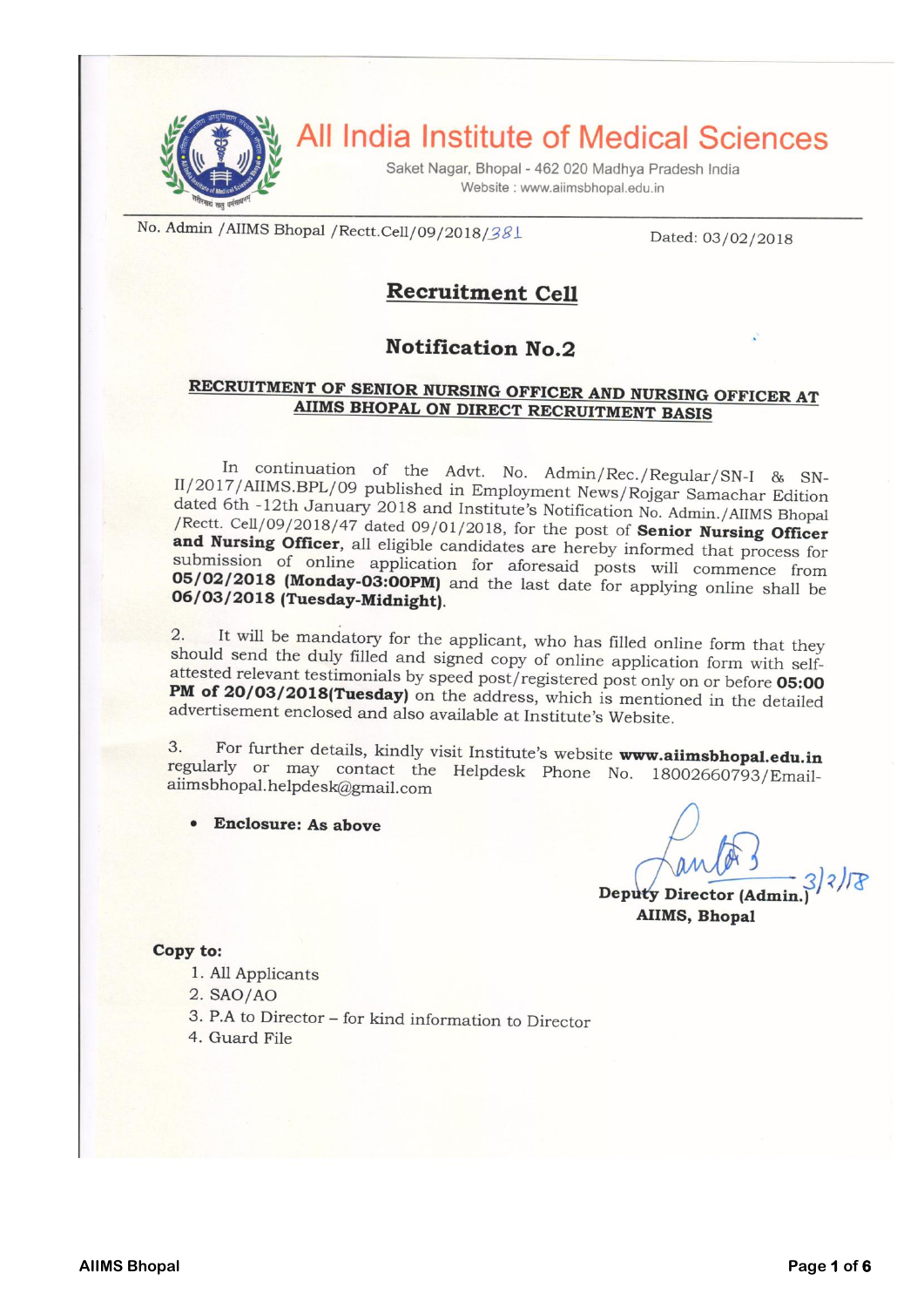# All India Institute of Medical Sciences

Saket Nagar, Bhopal - 462 020 Madhya Pradesh India
Website : www.aiimsbhopal.edu.in

No. Admin /AIIMS Bhopal /Rectt.Cell/09/2018/381 Dated: 03/02/2018

## Recruitment Cell

### Notification No.2

**RECRUITMENT OF SENIOR NURSING OFFICER AND NURSING OFFICER AT AIIMS BHOPAL ON DIRECT RECRUITMENT BASIS**

In continuation of the Advt. No. Admin/Rec./Regular/SN-I & SN-II/2017/AIIMS.BPL/09 published in Employment News/Rojgar Samachar Edition dated 6th -12th January 2018 and Institute's Notification No. Admin./AIIMS Bhopal /Rectt. Cell/09/2018/47 dated 09/01/2018, for the post of **Senior Nursing Officer and Nursing Officer**, all eligible candidates are hereby informed that process for submission of online application for aforesaid posts will commence from **05/02/2018 (Monday-03:00PM)** and the last date for applying online shall be **06/03/2018 (Tuesday-Midnight)**.

2. It will be mandatory for the applicant, who has filled online form that they should send the duly filled and signed copy of online application form with self-attested relevant testimonials by speed post/registered post only on or before **05:00 PM of 20/03/2018(Tuesday)** on the address, which is mentioned in the detailed advertisement enclosed and also available at Institute's Website.

3. For further details, kindly visit Institute's website **www.aiimsbhopal.edu.in** regularly or may contact the Helpdesk Phone No. 18002660793/Email-aiimsbhopal.helpdesk@gmail.com

- **Enclosure: As above**

3/2/18

**Deputy Director (Admin.)**
**AIIMS, Bhopal**

**Copy to:**

1. All Applicants
2. SAO/AO
3. P.A to Director – for kind information to Director
4. Guard File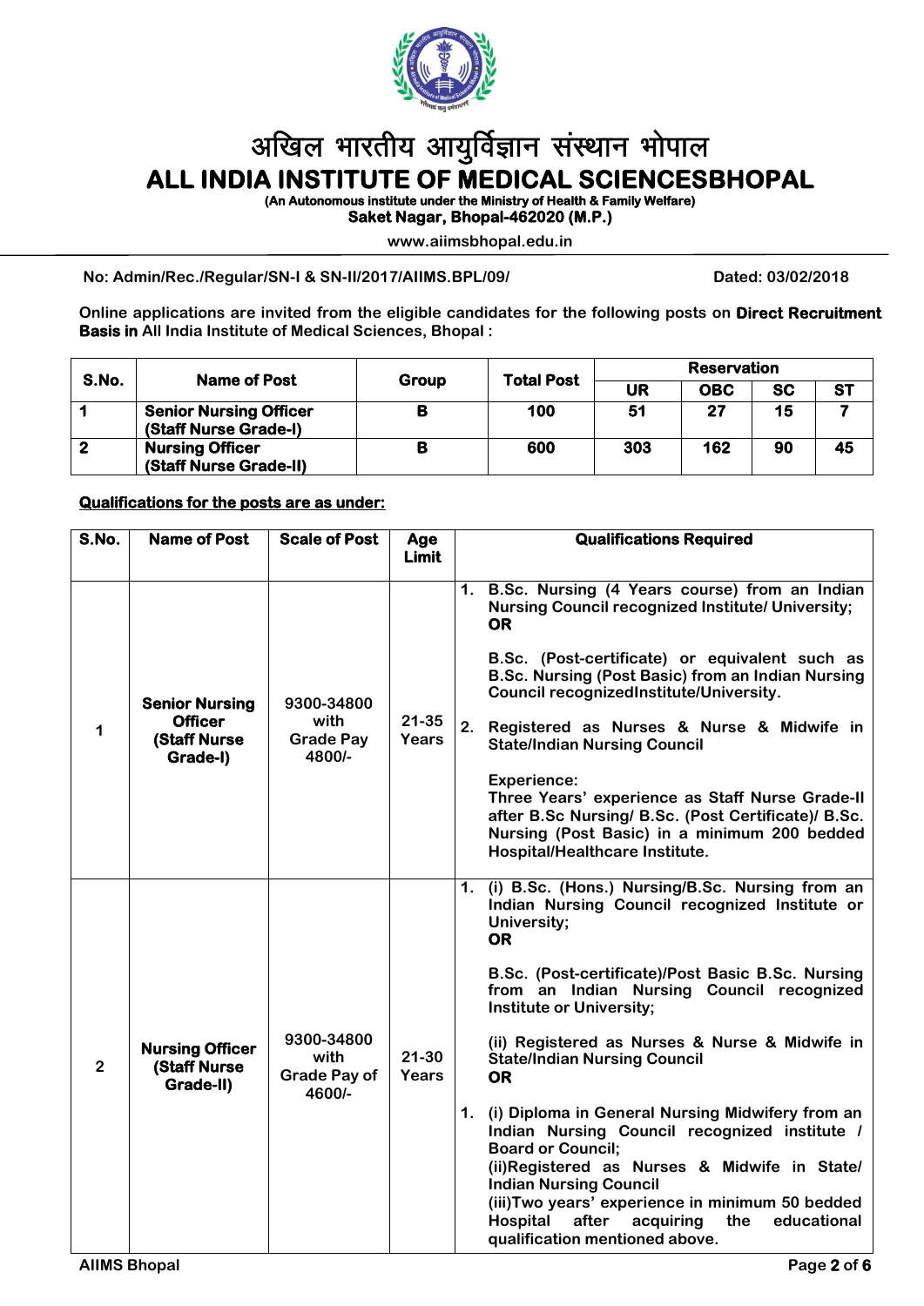# अखिल भारतीय आयुर्विज्ञान संस्थान भोपाल

# ALL INDIA INSTITUTE OF MEDICAL SCIENCESBHOPAL

**(An Autonomous institute under the Ministry of Health & Family Welfare)**

**Saket Nagar, Bhopal-462020 (M.P.)**

**www.aiimsbhopal.edu.in**

**No: Admin/Rec./Regular/SN-I & SN-II/2017/AIIMS.BPL/09/** **Dated: 03/02/2018**

**Online applications are invited from the eligible candidates for the following posts on Direct Recruitment Basis in** All India Institute of Medical Sciences, Bhopal :

| S.No. | Name of Post | Group | Total Post | Reservation | | | |
|---|---|---|---|---|---|---|---|
| | | | | UR | OBC | SC | ST |
| 1 | Senior Nursing Officer (Staff Nurse Grade-I) | B | 100 | 51 | 27 | 15 | 7 |
| 2 | Nursing Officer (Staff Nurse Grade-II) | B | 600 | 303 | 162 | 90 | 45 |

**Qualifications for the posts are as under:**

| S.No. | Name of Post | Scale of Post | Age Limit | Qualifications Required |
|---|---|---|---|---|
| 1 | **Senior Nursing Officer (Staff Nurse Grade-I)** | 9300-34800 with Grade Pay 4800/- | 21-35 Years | 1. B.Sc. Nursing (4 Years course) from an Indian Nursing Council recognized Institute/ University; **OR** B.Sc. (Post-certificate) or equivalent such as B.Sc. Nursing (Post Basic) from an Indian Nursing Council recognizedInstitute/University. 2. Registered as Nurses & Nurse & Midwife in State/Indian Nursing Council. Experience: Three Years' experience as Staff Nurse Grade-II after B.Sc Nursing/ B.Sc. (Post Certificate)/ B.Sc. Nursing (Post Basic) in a minimum 200 bedded Hospital/Healthcare Institute. |
| 2 | **Nursing Officer (Staff Nurse Grade-II)** | 9300-34800 with Grade Pay of 4600/- | 21-30 Years | 1. (i) B.Sc. (Hons.) Nursing/B.Sc. Nursing from an Indian Nursing Council recognized Institute or University; **OR** B.Sc. (Post-certificate)/Post Basic B.Sc. Nursing from an Indian Nursing Council recognized Institute or University; (ii) Registered as Nurses & Nurse & Midwife in State/Indian Nursing Council **OR** 1. (i) Diploma in General Nursing Midwifery from an Indian Nursing Council recognized institute / Board or Council; (ii)Registered as Nurses & Midwife in State/ Indian Nursing Council (iii)Two years' experience in minimum 50 bedded Hospital after acquiring the educational qualification mentioned above. |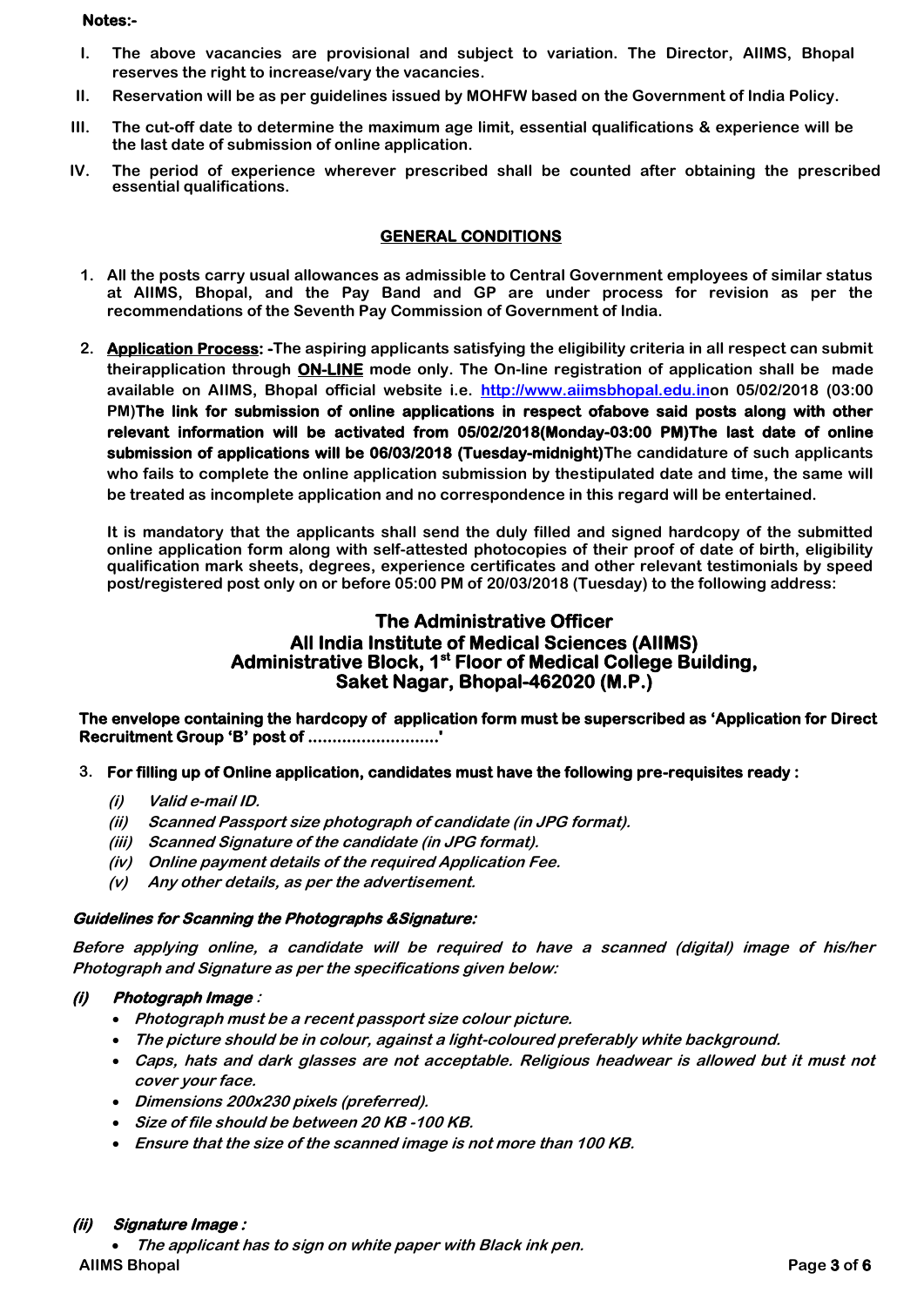**Notes:-**

I. The above vacancies are provisional and subject to variation. The Director, AIIMS, Bhopal reserves the right to increase/vary the vacancies.

II. Reservation will be as per guidelines issued by MOHFW based on the Government of India Policy.

III. The cut-off date to determine the maximum age limit, essential qualifications & experience will be the last date of submission of online application.

IV. The period of experience wherever prescribed shall be counted after obtaining the prescribed essential qualifications.

## GENERAL CONDITIONS

1. All the posts carry usual allowances as admissible to Central Government employees of similar status at AIIMS, Bhopal, and the Pay Band and GP are under process for revision as per the recommendations of the Seventh Pay Commission of Government of India.

2. **Application Process: -**The aspiring applicants satisfying the eligibility criteria in all respect can submit theirapplication through **ON-LINE** mode only. The On-line registration of application shall be made available on AIIMS, Bhopal official website i.e. http://www.aiimsbhopal.edu.inon 05/02/2018 (03:00 PM)**The link for submission of online applications in respect ofabove said posts along with other relevant information will be activated from 05/02/2018(Monday-03:00 PM)The last date of online submission of applications will be 06/03/2018 (Tuesday-midnight)**The candidature of such applicants who fails to complete the online application submission by thestipulated date and time, the same will be treated as incomplete application and no correspondence in this regard will be entertained.

   It is mandatory that the applicants shall send the duly filled and signed hardcopy of the submitted online application form along with self-attested photocopies of their proof of date of birth, eligibility qualification mark sheets, degrees, experience certificates and other relevant testimonials by speed post/registered post only on or before 05:00 PM of 20/03/2018 (Tuesday) to the following address:

   **The Administrative Officer**
   **All India Institute of Medical Sciences (AIIMS)**
   **Administrative Block, 1st Floor of Medical College Building,**
   **Saket Nagar, Bhopal-462020 (M.P.)**

   **The envelope containing the hardcopy of application form must be superscribed as 'Application for Direct Recruitment Group 'B' post of ..........................'**

3. **For filling up of Online application, candidates must have the following pre-requisites ready :**

   *(i) Valid e-mail ID.*
   *(ii) Scanned Passport size photograph of candidate (in JPG format).*
   *(iii) Scanned Signature of the candidate (in JPG format).*
   *(iv) Online payment details of the required Application Fee.*
   *(v) Any other details, as per the advertisement.*

***Guidelines for Scanning the Photographs &Signature:***

*Before applying online, a candidate will be required to have a scanned (digital) image of his/her Photograph and Signature as per the specifications given below:*

***(i) Photograph Image :***

- *Photograph must be a recent passport size colour picture.*
- *The picture should be in colour, against a light-coloured preferably white background.*
- *Caps, hats and dark glasses are not acceptable. Religious headwear is allowed but it must not cover your face.*
- *Dimensions 200x230 pixels (preferred).*
- *Size of file should be between 20 KB -100 KB.*
- *Ensure that the size of the scanned image is not more than 100 KB.*

***(ii) Signature Image :***

- *The applicant has to sign on white paper with Black ink pen.*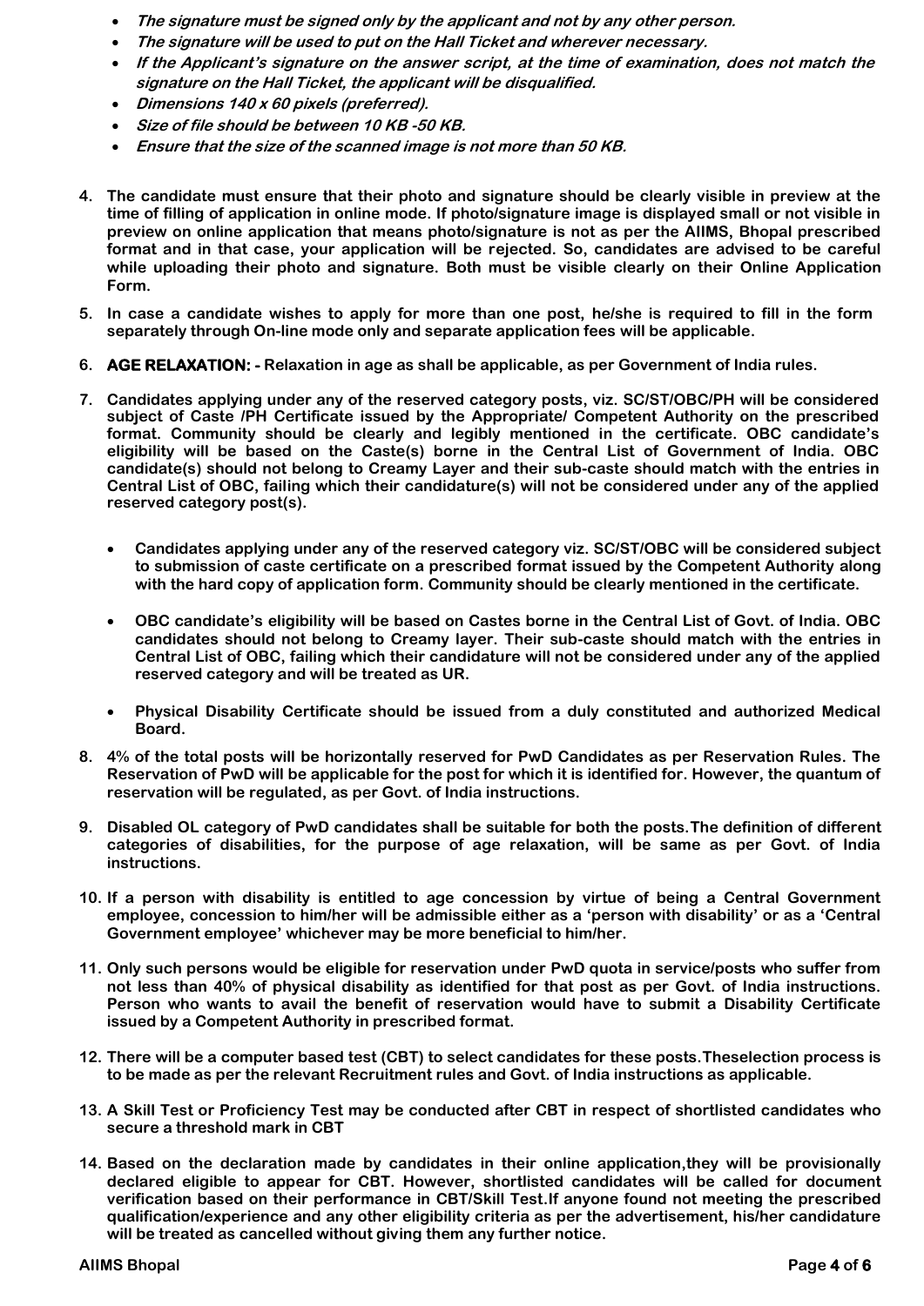- ***The signature must be signed only by the applicant and not by any other person.***
- ***The signature will be used to put on the Hall Ticket and wherever necessary.***
- ***If the Applicant's signature on the answer script, at the time of examination, does not match the signature on the Hall Ticket, the applicant will be disqualified.***
- ***Dimensions 140 x 60 pixels (preferred).***
- ***Size of file should be between 10 KB -50 KB.***
- ***Ensure that the size of the scanned image is not more than 50 KB.***

4. **The candidate must ensure that their photo and signature should be clearly visible in preview at the time of filling of application in online mode. If photo/signature image is displayed small or not visible in preview on online application that means photo/signature is not as per the AIIMS, Bhopal prescribed format and in that case, your application will be rejected. So, candidates are advised to be careful while uploading their photo and signature. Both must be visible clearly on their Online Application Form.**

5. **In case a candidate wishes to apply for more than one post, he/she is required to fill in the form separately through On-line mode only and separate application fees will be applicable.**

6. **AGE RELAXATION: - Relaxation in age as shall be applicable, as per Government of India rules.**

7. **Candidates applying under any of the reserved category posts, viz. SC/ST/OBC/PH will be considered subject of Caste /PH Certificate issued by the Appropriate/ Competent Authority on the prescribed format. Community should be clearly and legibly mentioned in the certificate. OBC candidate's eligibility will be based on the Caste(s) borne in the Central List of Government of India. OBC candidate(s) should not belong to Creamy Layer and their sub-caste should match with the entries in Central List of OBC, failing which their candidature(s) will not be considered under any of the applied reserved category post(s).**

   - **Candidates applying under any of the reserved category viz. SC/ST/OBC will be considered subject to submission of caste certificate on a prescribed format issued by the Competent Authority along with the hard copy of application form. Community should be clearly mentioned in the certificate.**

   - **OBC candidate's eligibility will be based on Castes borne in the Central List of Govt. of India. OBC candidates should not belong to Creamy layer. Their sub-caste should match with the entries in Central List of OBC, failing which their candidature will not be considered under any of the applied reserved category and will be treated as UR.**

   - **Physical Disability Certificate should be issued from a duly constituted and authorized Medical Board.**

8. **4% of the total posts will be horizontally reserved for PwD Candidates as per Reservation Rules. The Reservation of PwD will be applicable for the post for which it is identified for. However, the quantum of reservation will be regulated, as per Govt. of India instructions.**

9. **Disabled OL category of PwD candidates shall be suitable for both the posts.The definition of different categories of disabilities, for the purpose of age relaxation, will be same as per Govt. of India instructions.**

10. **If a person with disability is entitled to age concession by virtue of being a Central Government employee, concession to him/her will be admissible either as a 'person with disability' or as a 'Central Government employee' whichever may be more beneficial to him/her.**

11. **Only such persons would be eligible for reservation under PwD quota in service/posts who suffer from not less than 40% of physical disability as identified for that post as per Govt. of India instructions. Person who wants to avail the benefit of reservation would have to submit a Disability Certificate issued by a Competent Authority in prescribed format.**

12. **There will be a computer based test (CBT) to select candidates for these posts.Theselection process is to be made as per the relevant Recruitment rules and Govt. of India instructions as applicable.**

13. **A Skill Test or Proficiency Test may be conducted after CBT in respect of shortlisted candidates who secure a threshold mark in CBT**

14. **Based on the declaration made by candidates in their online application,they will be provisionally declared eligible to appear for CBT. However, shortlisted candidates will be called for document verification based on their performance in CBT/Skill Test.If anyone found not meeting the prescribed qualification/experience and any other eligibility criteria as per the advertisement, his/her candidature will be treated as cancelled without giving them any further notice.**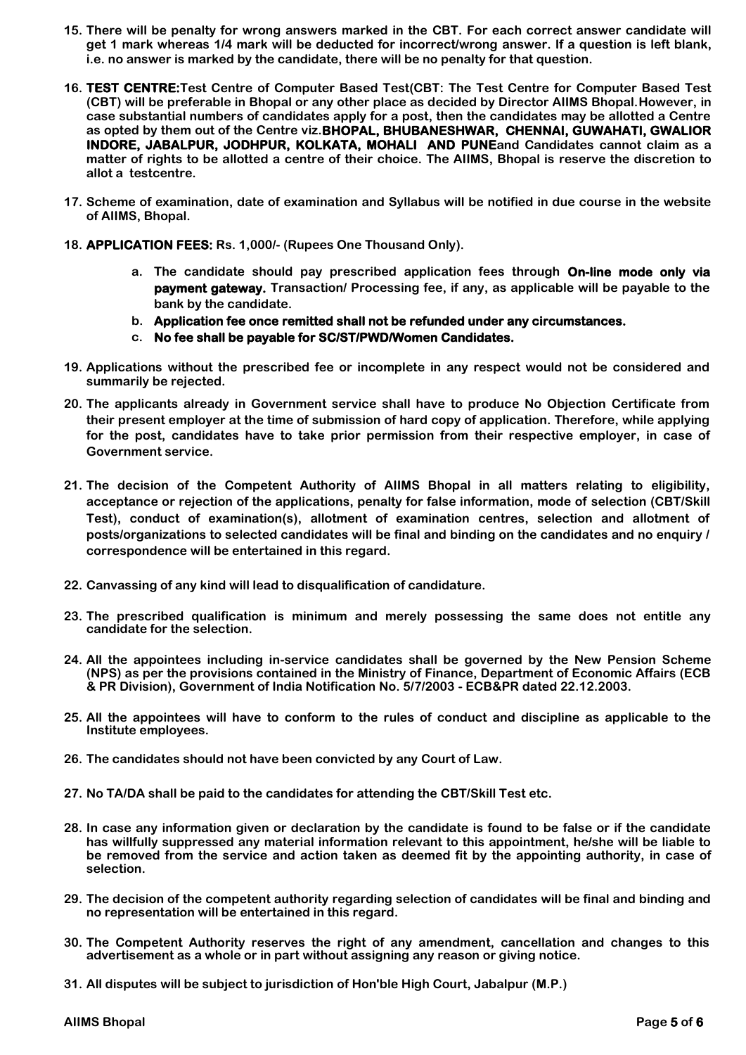15. **There will be penalty for wrong answers marked in the CBT. For each correct answer candidate will get 1 mark whereas 1/4 mark will be deducted for incorrect/wrong answer. If a question is left blank, i.e. no answer is marked by the candidate, there will be no penalty for that question.**

16. **TEST CENTRE:Test Centre of Computer Based Test(CBT: The Test Centre for Computer Based Test (CBT) will be preferable in Bhopal or any other place as decided by Director AIIMS Bhopal.However, in case substantial numbers of candidates apply for a post, then the candidates may be allotted a Centre as opted by them out of the Centre viz.BHOPAL, BHUBANESHWAR, CHENNAI, GUWAHATI, GWALIOR INDORE, JABALPUR, JODHPUR, KOLKATA, MOHALI AND PUNEand Candidates cannot claim as a matter of rights to be allotted a centre of their choice. The AIIMS, Bhopal is reserve the discretion to allot a testcentre.**

17. **Scheme of examination, date of examination and Syllabus will be notified in due course in the website of AIIMS, Bhopal.**

18. **APPLICATION FEES: Rs. 1,000/- (Rupees One Thousand Only).**

    a. **The candidate should pay prescribed application fees through On-line mode only via payment gateway. Transaction/ Processing fee, if any, as applicable will be payable to the bank by the candidate.**

    b. **Application fee once remitted shall not be refunded under any circumstances.**

    c. **No fee shall be payable for SC/ST/PWD/Women Candidates.**

19. **Applications without the prescribed fee or incomplete in any respect would not be considered and summarily be rejected.**

20. **The applicants already in Government service shall have to produce No Objection Certificate from their present employer at the time of submission of hard copy of application. Therefore, while applying for the post, candidates have to take prior permission from their respective employer, in case of Government service.**

21. **The decision of the Competent Authority of AIIMS Bhopal in all matters relating to eligibility, acceptance or rejection of the applications, penalty for false information, mode of selection (CBT/Skill Test), conduct of examination(s), allotment of examination centres, selection and allotment of posts/organizations to selected candidates will be final and binding on the candidates and no enquiry / correspondence will be entertained in this regard.**

22. **Canvassing of any kind will lead to disqualification of candidature.**

23. **The prescribed qualification is minimum and merely possessing the same does not entitle any candidate for the selection.**

24. **All the appointees including in-service candidates shall be governed by the New Pension Scheme (NPS) as per the provisions contained in the Ministry of Finance, Department of Economic Affairs (ECB & PR Division), Government of India Notification No. 5/7/2003 - ECB&PR dated 22.12.2003.**

25. **All the appointees will have to conform to the rules of conduct and discipline as applicable to the Institute employees.**

26. **The candidates should not have been convicted by any Court of Law.**

27. **No TA/DA shall be paid to the candidates for attending the CBT/Skill Test etc.**

28. **In case any information given or declaration by the candidate is found to be false or if the candidate has willfully suppressed any material information relevant to this appointment, he/she will be liable to be removed from the service and action taken as deemed fit by the appointing authority, in case of selection.**

29. **The decision of the competent authority regarding selection of candidates will be final and binding and no representation will be entertained in this regard.**

30. **The Competent Authority reserves the right of any amendment, cancellation and changes to this advertisement as a whole or in part without assigning any reason or giving notice.**

31. **All disputes will be subject to jurisdiction of Hon'ble High Court, Jabalpur (M.P.)**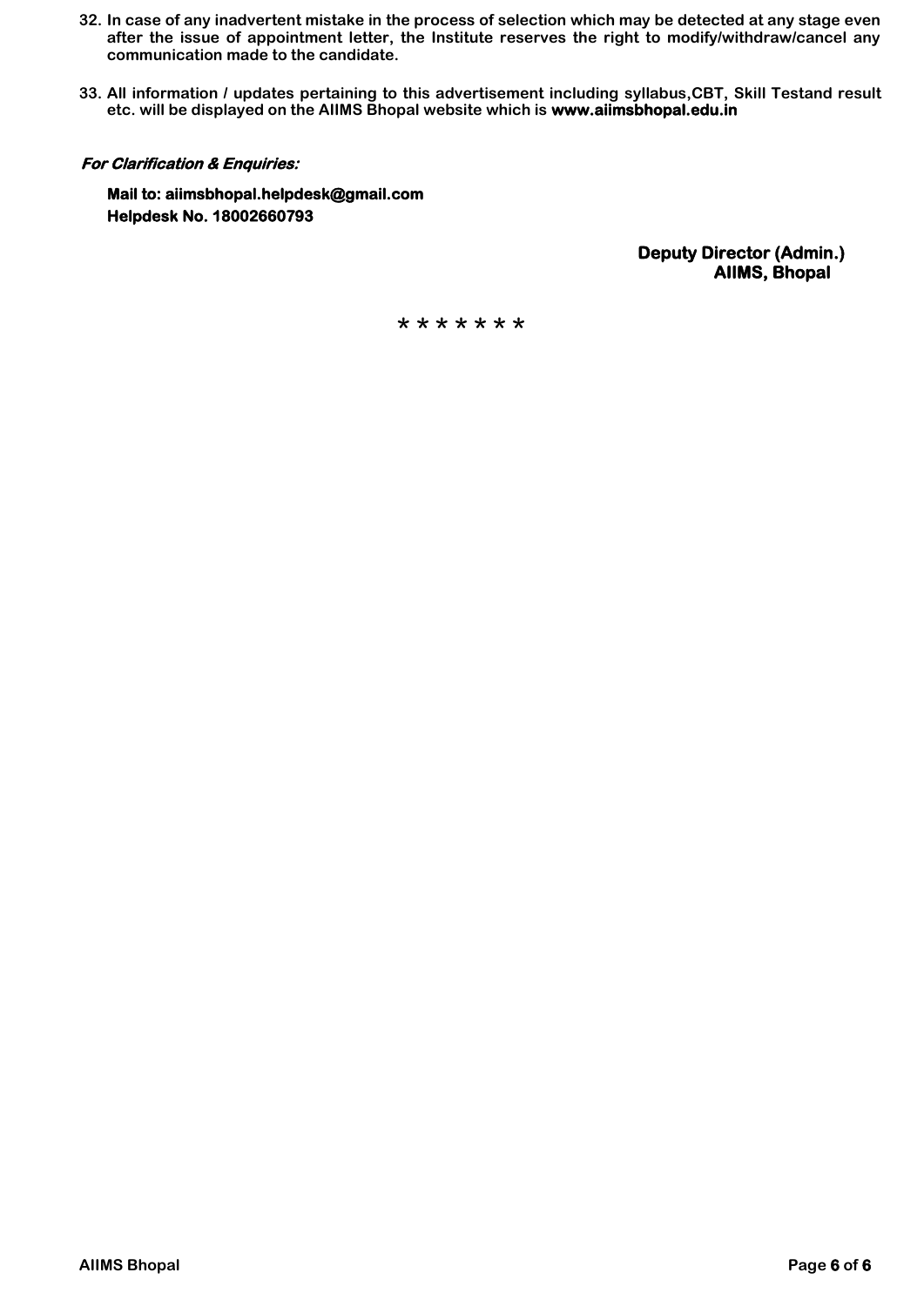**32. In case of any inadvertent mistake in the process of selection which may be detected at any stage even after the issue of appointment letter, the Institute reserves the right to modify/withdraw/cancel any communication made to the candidate.**

**33. All information / updates pertaining to this advertisement including syllabus,CBT, Skill Testand result etc. will be displayed on the AIIMS Bhopal website which is www.aiimsbhopal.edu.in**

***For Clarification & Enquiries:***

**Mail to: aiimsbhopal.helpdesk@gmail.com**
**Helpdesk No. 18002660793**

**Deputy Director (Admin.)**
**AIIMS, Bhopal**

* * * * * * *